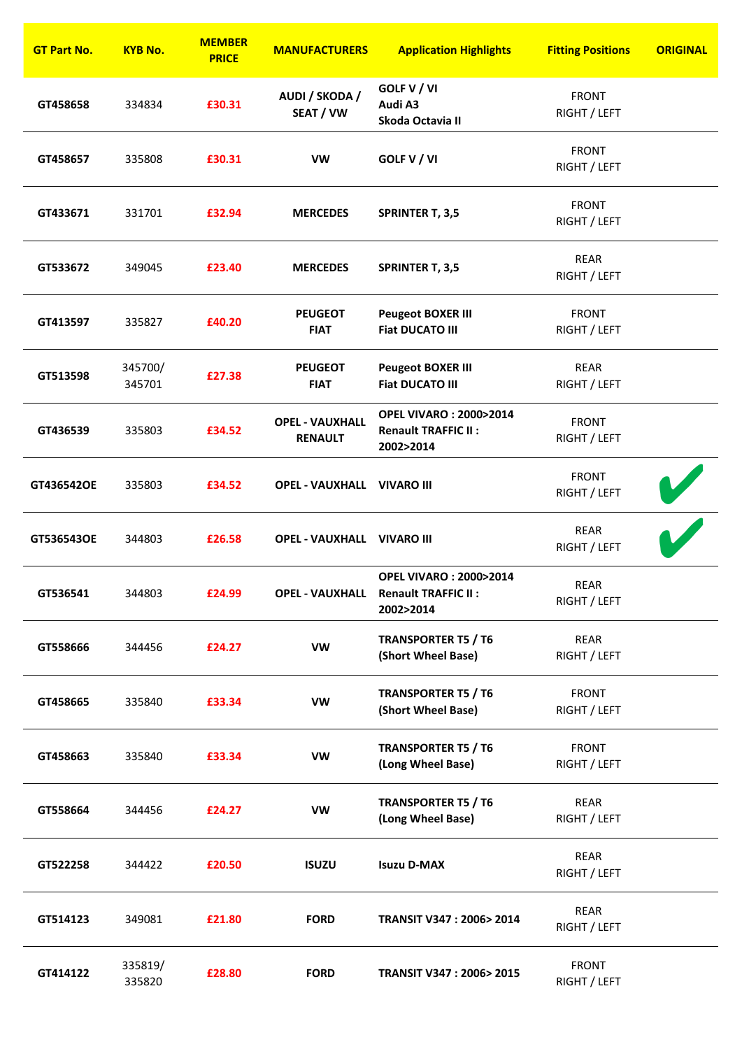| GT Part No. | KYB No. | MEMBER PRICE | MANUFACTURERS | Application Highlights | Fitting Positions | ORIGINAL |
|---|---|---|---|---|---|---|
| GT458658 | 334834 | £30.31 | AUDI / SKODA / SEAT / VW | GOLF V / VI<br>Audi A3<br>Skoda Octavia II | FRONT<br>RIGHT / LEFT | |
| GT458657 | 335808 | £30.31 | VW | GOLF V / VI | FRONT<br>RIGHT / LEFT | |
| GT433671 | 331701 | £32.94 | MERCEDES | SPRINTER T, 3,5 | FRONT<br>RIGHT / LEFT | |
| GT533672 | 349045 | £23.40 | MERCEDES | SPRINTER T, 3,5 | REAR<br>RIGHT / LEFT | |
| GT413597 | 335827 | £40.20 | PEUGEOT<br>FIAT | Peugeot BOXER III<br>Fiat DUCATO III | FRONT<br>RIGHT / LEFT | |
| GT513598 | 345700/<br>345701 | £27.38 | PEUGEOT<br>FIAT | Peugeot BOXER III<br>Fiat DUCATO III | REAR<br>RIGHT / LEFT | |
| GT436539 | 335803 | £34.52 | OPEL - VAUXHALL<br>RENAULT | OPEL VIVARO : 2000>2014<br>Renault TRAFFIC II :<br>2002>2014 | FRONT<br>RIGHT / LEFT | |
| GT436542OE | 335803 | £34.52 | OPEL - VAUXHALL | VIVARO III | FRONT<br>RIGHT / LEFT | ✔ |
| GT536543OE | 344803 | £26.58 | OPEL - VAUXHALL | VIVARO III | REAR<br>RIGHT / LEFT | ✔ |
| GT536541 | 344803 | £24.99 | OPEL - VAUXHALL | OPEL VIVARO : 2000>2014<br>Renault TRAFFIC II :<br>2002>2014 | REAR<br>RIGHT / LEFT | |
| GT558666 | 344456 | £24.27 | VW | TRANSPORTER T5 / T6<br>(Short Wheel Base) | REAR<br>RIGHT / LEFT | |
| GT458665 | 335840 | £33.34 | VW | TRANSPORTER T5 / T6<br>(Short Wheel Base) | FRONT<br>RIGHT / LEFT | |
| GT458663 | 335840 | £33.34 | VW | TRANSPORTER T5 / T6<br>(Long Wheel Base) | FRONT<br>RIGHT / LEFT | |
| GT558664 | 344456 | £24.27 | VW | TRANSPORTER T5 / T6<br>(Long Wheel Base) | REAR<br>RIGHT / LEFT | |
| GT522258 | 344422 | £20.50 | ISUZU | Isuzu D-MAX | REAR<br>RIGHT / LEFT | |
| GT514123 | 349081 | £21.80 | FORD | TRANSIT V347 : 2006> 2014 | REAR<br>RIGHT / LEFT | |
| GT414122 | 335819/<br>335820 | £28.80 | FORD | TRANSIT V347 : 2006> 2015 | FRONT<br>RIGHT / LEFT | |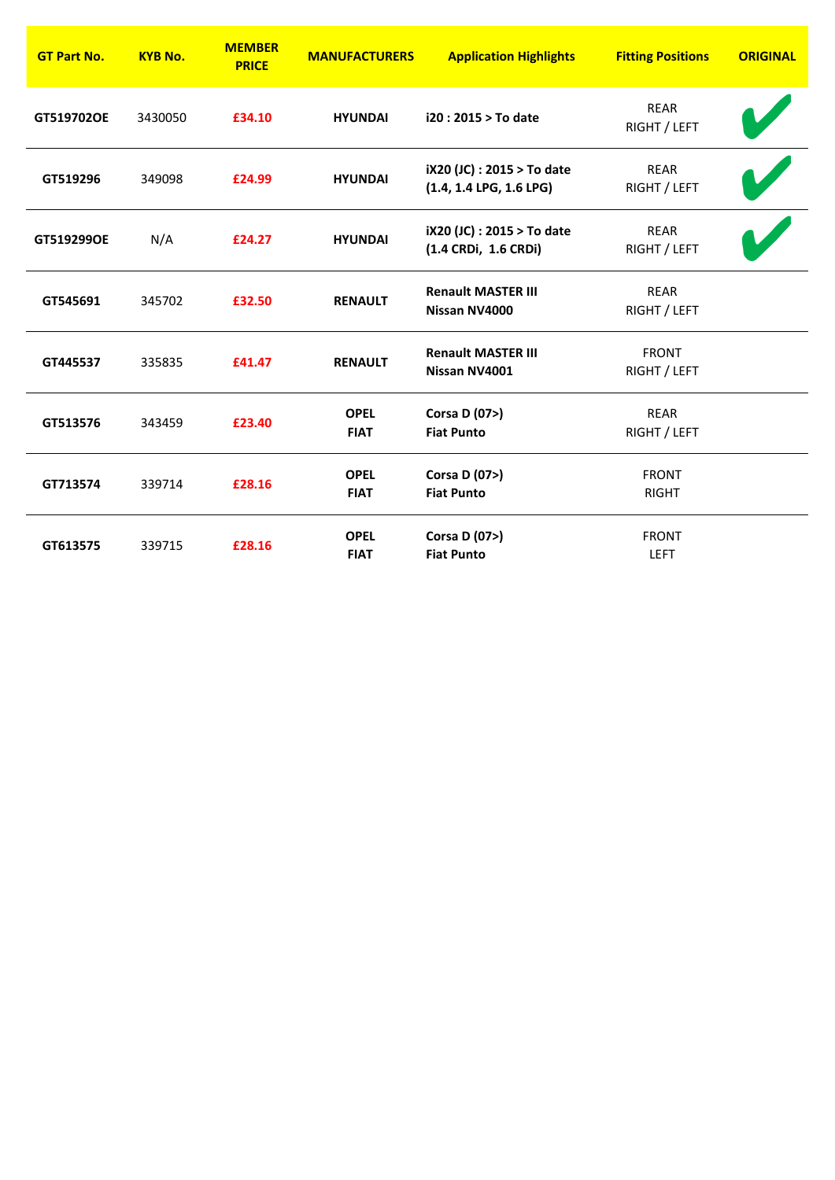| GT Part No. | KYB No. | MEMBER PRICE | MANUFACTURERS | Application Highlights | Fitting Positions | ORIGINAL |
|---|---|---|---|---|---|---|
| GT519702OE | 3430050 | £34.10 | HYUNDAI | i20 : 2015 > To date | REAR RIGHT / LEFT | ✔ |
| GT519296 | 349098 | £24.99 | HYUNDAI | iX20 (JC) : 2015 > To date (1.4, 1.4 LPG, 1.6 LPG) | REAR RIGHT / LEFT | ✔ |
| GT519299OE | N/A | £24.27 | HYUNDAI | iX20 (JC) : 2015 > To date (1.4 CRDi, 1.6 CRDi) | REAR RIGHT / LEFT | ✔ |
| GT545691 | 345702 | £32.50 | RENAULT | Renault MASTER III Nissan NV4000 | REAR RIGHT / LEFT | |
| GT445537 | 335835 | £41.47 | RENAULT | Renault MASTER III Nissan NV4001 | FRONT RIGHT / LEFT | |
| GT513576 | 343459 | £23.40 | OPEL FIAT | Corsa D (07>) Fiat Punto | REAR RIGHT / LEFT | |
| GT713574 | 339714 | £28.16 | OPEL FIAT | Corsa D (07>) Fiat Punto | FRONT RIGHT | |
| GT613575 | 339715 | £28.16 | OPEL FIAT | Corsa D (07>) Fiat Punto | FRONT LEFT | |